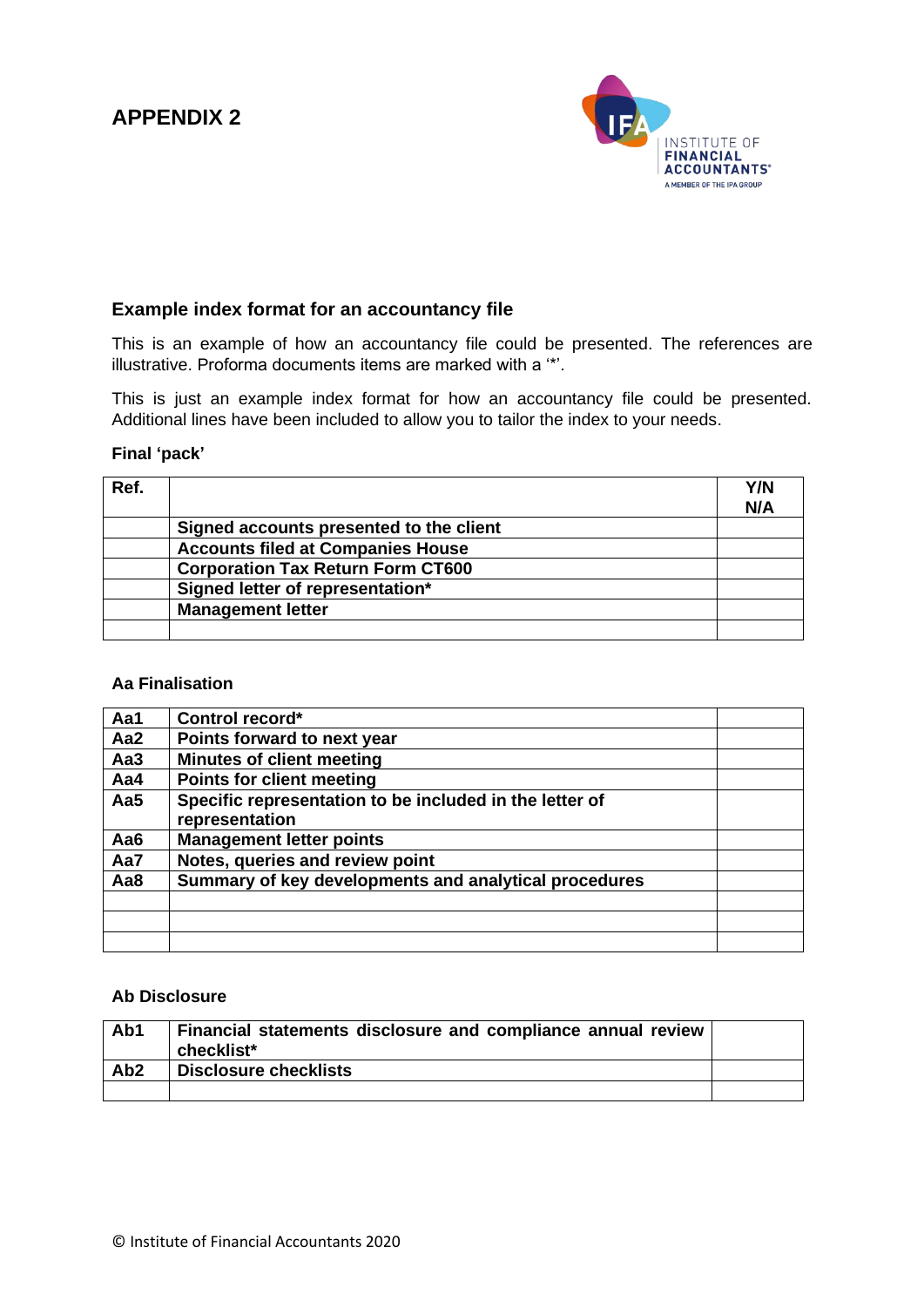## APPENDIX 2

### Example index format for an accountancy file

This is an example of how an accountancy file could be presented. The references are illustrative. Proforma documents items are marked with a '*'.

This is just an example index format for how an accountancy file could be presented. Additional lines have been included to allow you to tailor the index to your needs.

**Final 'pack'**

| Ref. | | Y/N N/A |
|---|---|---|
| | **Signed accounts presented to the client** | |
| | **Accounts filed at Companies House** | |
| | **Corporation Tax Return Form CT600** | |
| | **Signed letter of representation*** | |
| | **Management letter** | |
| | | |

**Aa Finalisation**

| | | |
|---|---|---|
| **Aa1** | **Control record*** | |
| **Aa2** | **Points forward to next year** | |
| **Aa3** | **Minutes of client meeting** | |
| **Aa4** | **Points for client meeting** | |
| **Aa5** | **Specific representation to be included in the letter of representation** | |
| **Aa6** | **Management letter points** | |
| **Aa7** | **Notes, queries and review point** | |
| **Aa8** | **Summary of key developments and analytical procedures** | |
| | | |
| | | |
| | | |

**Ab Disclosure**

| | | |
|---|---|---|
| **Ab1** | **Financial statements disclosure and compliance annual review checklist*** | |
| **Ab2** | **Disclosure checklists** | |
| | | |

© Institute of Financial Accountants 2020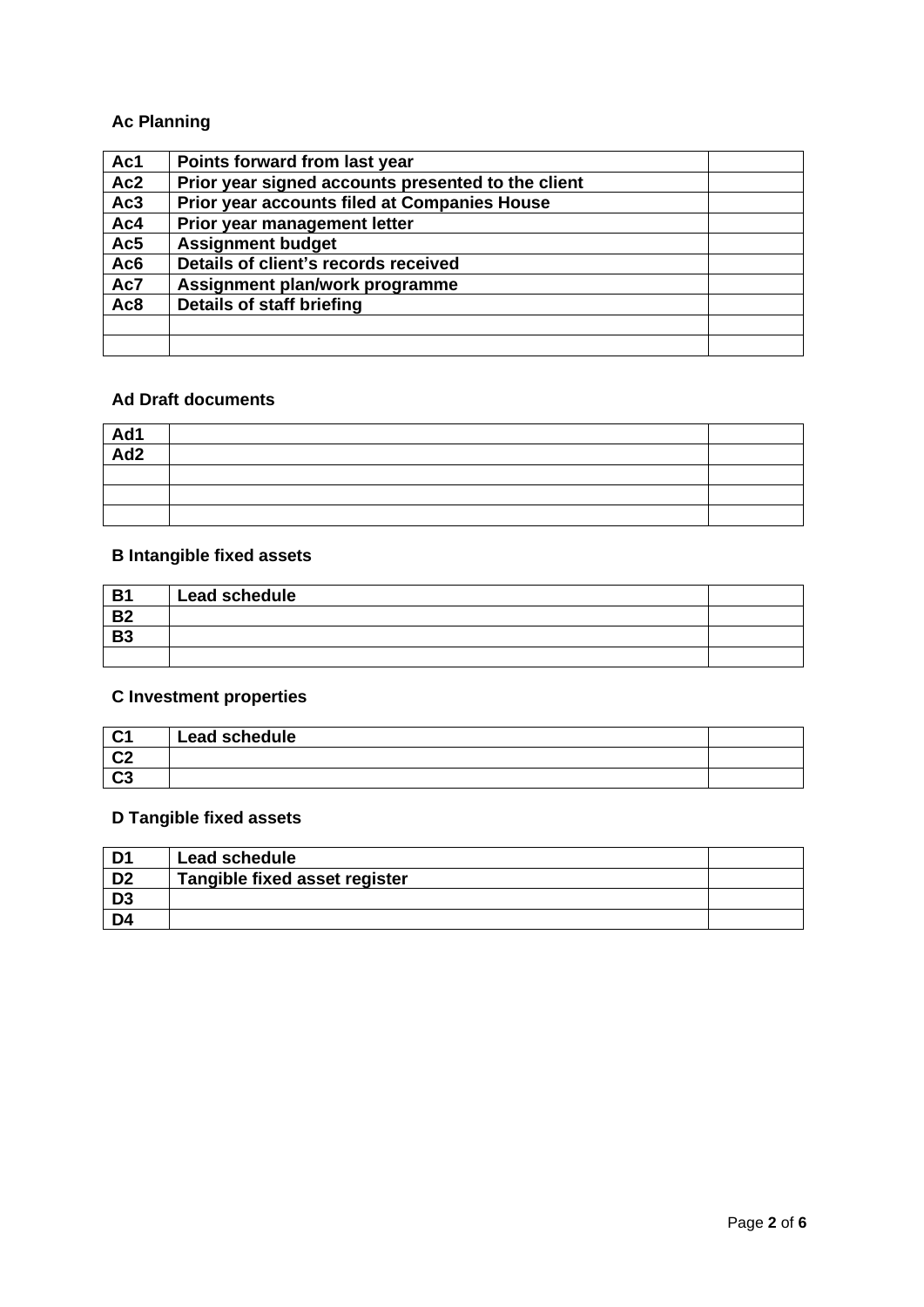**Ac Planning**

| Ac1 | Points forward from last year | |
|---|---|---|
| Ac2 | Prior year signed accounts presented to the client | |
| Ac3 | Prior year accounts filed at Companies House | |
| Ac4 | Prior year management letter | |
| Ac5 | Assignment budget | |
| Ac6 | Details of client's records received | |
| Ac7 | Assignment plan/work programme | |
| Ac8 | Details of staff briefing | |
| | | |
| | | |

**Ad Draft documents**

| Ad1 | | |
|---|---|---|
| Ad2 | | |
| | | |
| | | |
| | | |

**B Intangible fixed assets**

| B1 | Lead schedule | |
|---|---|---|
| B2 | | |
| B3 | | |
| | | |

**C Investment properties**

| C1 | Lead schedule | |
|---|---|---|
| C2 | | |
| C3 | | |

**D Tangible fixed assets**

| D1 | Lead schedule | |
|---|---|---|
| D2 | Tangible fixed asset register | |
| D3 | | |
| D4 | | |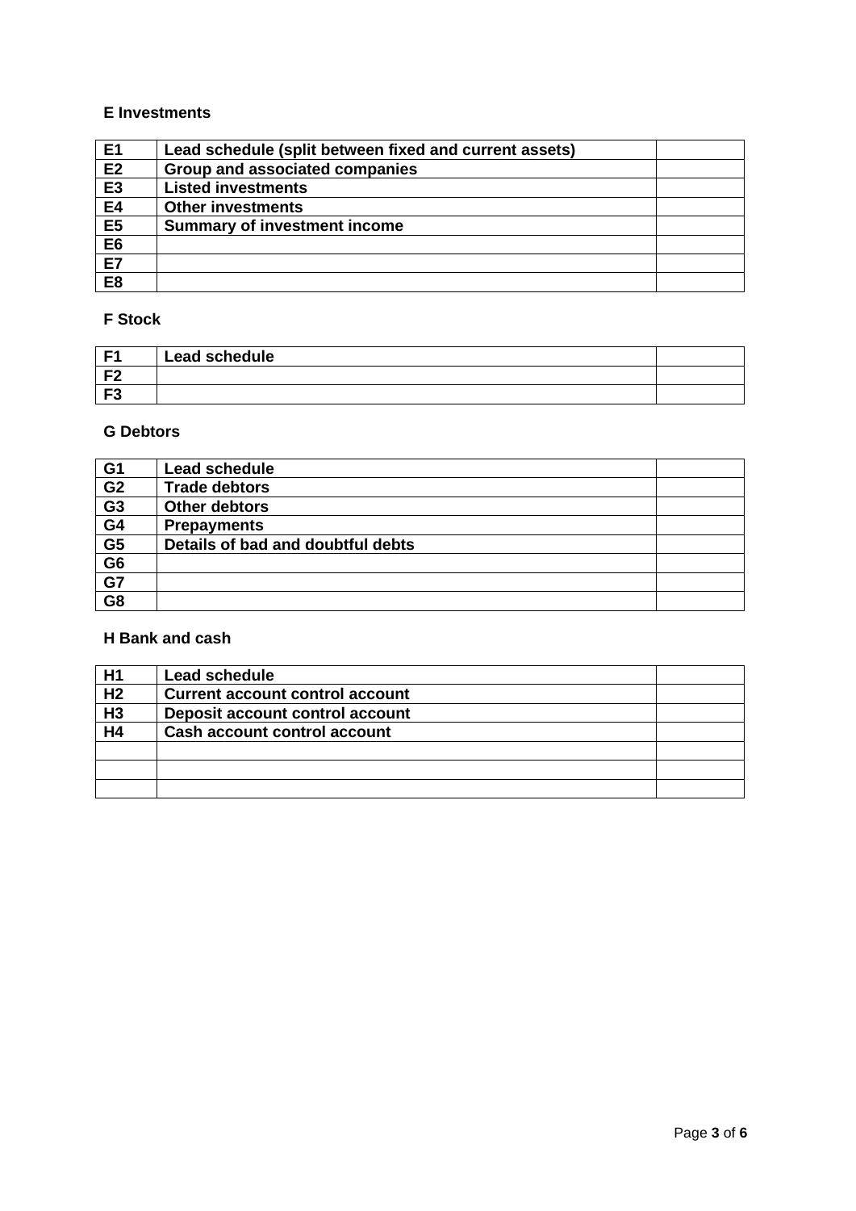### E Investments

| | | |
|---|---|---|
| **E1** | **Lead schedule (split between fixed and current assets)** | |
| **E2** | **Group and associated companies** | |
| **E3** | **Listed investments** | |
| **E4** | **Other investments** | |
| **E5** | **Summary of investment income** | |
| **E6** | | |
| **E7** | | |
| **E8** | | |

### F Stock

| | | |
|---|---|---|
| **F1** | **Lead schedule** | |
| **F2** | | |
| **F3** | | |

### G Debtors

| | | |
|---|---|---|
| **G1** | **Lead schedule** | |
| **G2** | **Trade debtors** | |
| **G3** | **Other debtors** | |
| **G4** | **Prepayments** | |
| **G5** | **Details of bad and doubtful debts** | |
| **G6** | | |
| **G7** | | |
| **G8** | | |

### H Bank and cash

| | | |
|---|---|---|
| **H1** | **Lead schedule** | |
| **H2** | **Current account control account** | |
| **H3** | **Deposit account control account** | |
| **H4** | **Cash account control account** | |
| | | |
| | | |
| | | |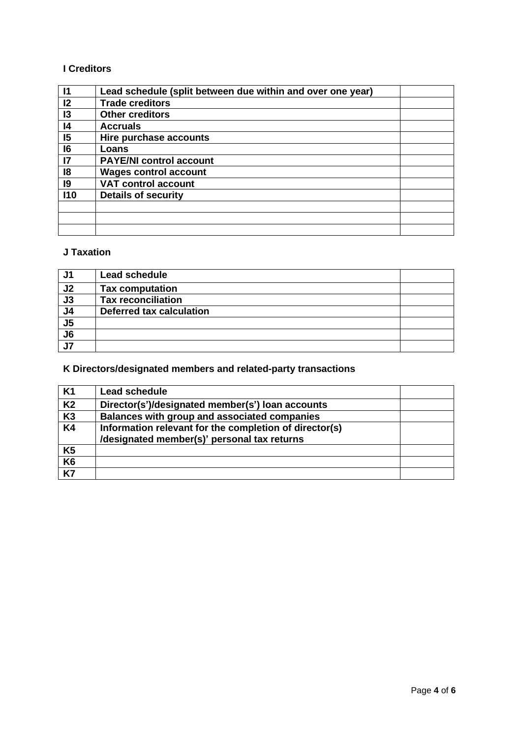## I Creditors

| | | |
|---|---|---|
| **I1** | **Lead schedule (split between due within and over one year)** | |
| **I2** | **Trade creditors** | |
| **I3** | **Other creditors** | |
| **I4** | **Accruals** | |
| **I5** | **Hire purchase accounts** | |
| **I6** | **Loans** | |
| **I7** | **PAYE/NI control account** | |
| **I8** | **Wages control account** | |
| **I9** | **VAT control account** | |
| **I10** | **Details of security** | |
| | | |
| | | |
| | | |

## J Taxation

| | | |
|---|---|---|
| **J1** | **Lead schedule** | |
| **J2** | **Tax computation** | |
| **J3** | **Tax reconciliation** | |
| **J4** | **Deferred tax calculation** | |
| **J5** | | |
| **J6** | | |
| **J7** | | |

## K Directors/designated members and related-party transactions

| | | |
|---|---|---|
| **K1** | **Lead schedule** | |
| **K2** | **Director(s')/designated member(s') loan accounts** | |
| **K3** | **Balances with group and associated companies** | |
| **K4** | **Information relevant for the completion of director(s) /designated member(s)' personal tax returns** | |
| **K5** | | |
| **K6** | | |
| **K7** | | |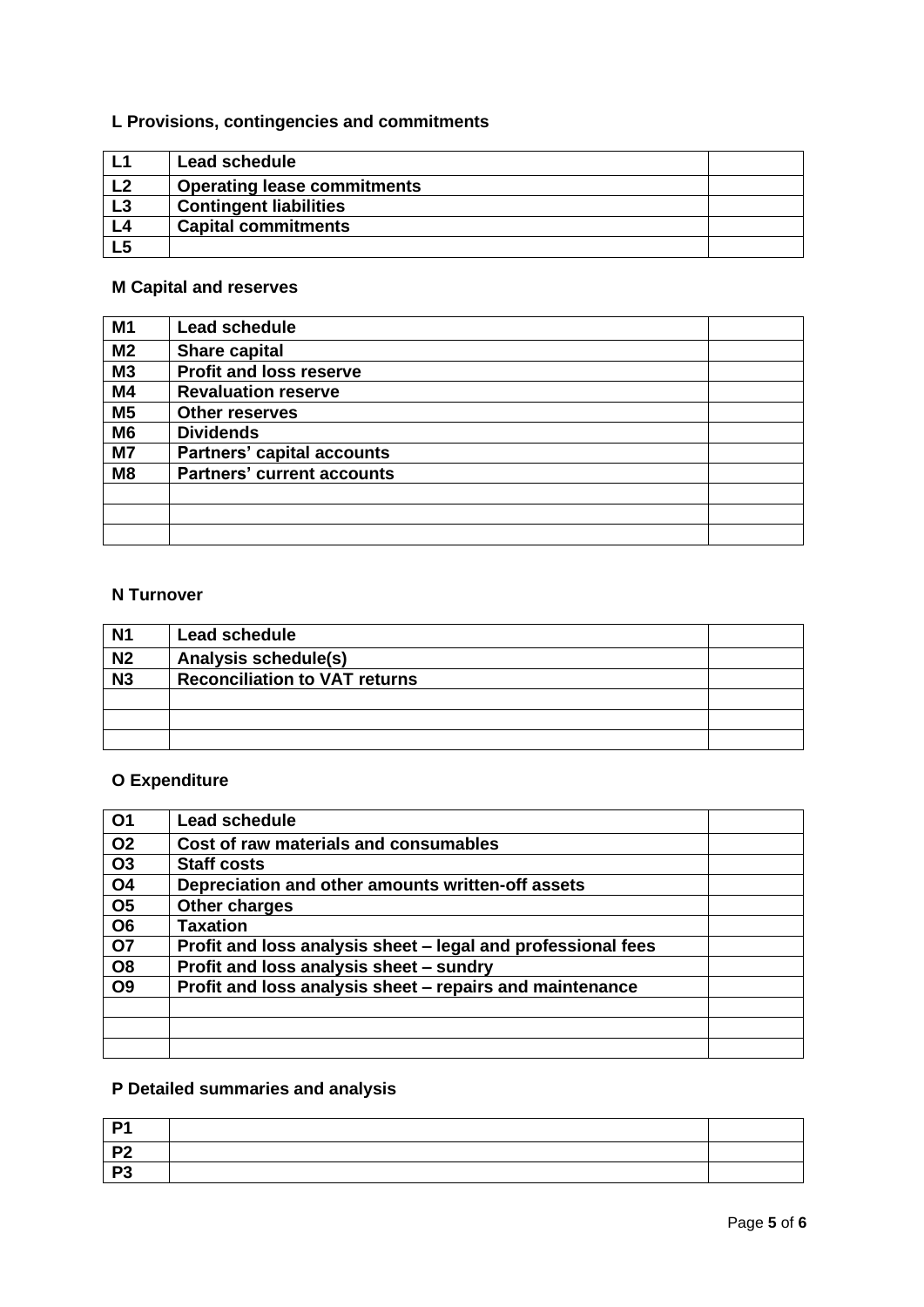### L Provisions, contingencies and commitments

| | | |
|---|---|---|
| **L1** | **Lead schedule** | |
| **L2** | **Operating lease commitments** | |
| **L3** | **Contingent liabilities** | |
| **L4** | **Capital commitments** | |
| **L5** | | |

### M Capital and reserves

| | | |
|---|---|---|
| **M1** | **Lead schedule** | |
| **M2** | **Share capital** | |
| **M3** | **Profit and loss reserve** | |
| **M4** | **Revaluation reserve** | |
| **M5** | **Other reserves** | |
| **M6** | **Dividends** | |
| **M7** | **Partners' capital accounts** | |
| **M8** | **Partners' current accounts** | |
| | | |
| | | |
| | | |

### N Turnover

| | | |
|---|---|---|
| **N1** | **Lead schedule** | |
| **N2** | **Analysis schedule(s)** | |
| **N3** | **Reconciliation to VAT returns** | |
| | | |
| | | |
| | | |

### O Expenditure

| | | |
|---|---|---|
| **O1** | **Lead schedule** | |
| **O2** | **Cost of raw materials and consumables** | |
| **O3** | **Staff costs** | |
| **O4** | **Depreciation and other amounts written-off assets** | |
| **O5** | **Other charges** | |
| **O6** | **Taxation** | |
| **O7** | **Profit and loss analysis sheet – legal and professional fees** | |
| **O8** | **Profit and loss analysis sheet – sundry** | |
| **O9** | **Profit and loss analysis sheet – repairs and maintenance** | |
| | | |
| | | |
| | | |

### P Detailed summaries and analysis

| | | |
|---|---|---|
| **P1** | | |
| **P2** | | |
| **P3** | | |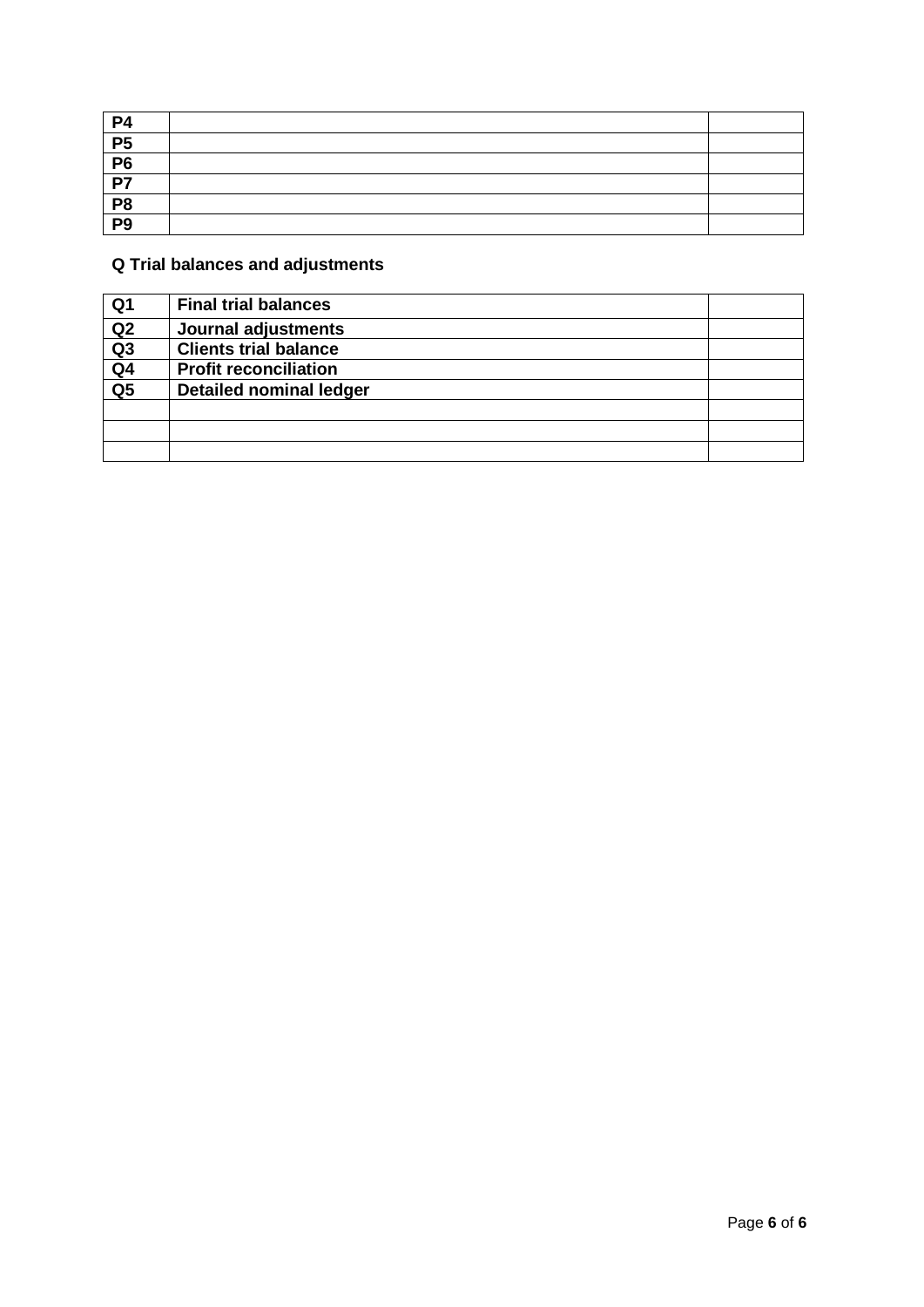| | | |
|---|---|---|
| **P4** | | |
| **P5** | | |
| **P6** | | |
| **P7** | | |
| **P8** | | |
| **P9** | | |

**Q Trial balances and adjustments**

| | | |
|---|---|---|
| **Q1** | **Final trial balances** | |
| **Q2** | **Journal adjustments** | |
| **Q3** | **Clients trial balance** | |
| **Q4** | **Profit reconciliation** | |
| **Q5** | **Detailed nominal ledger** | |
| | | |
| | | |
| | | |